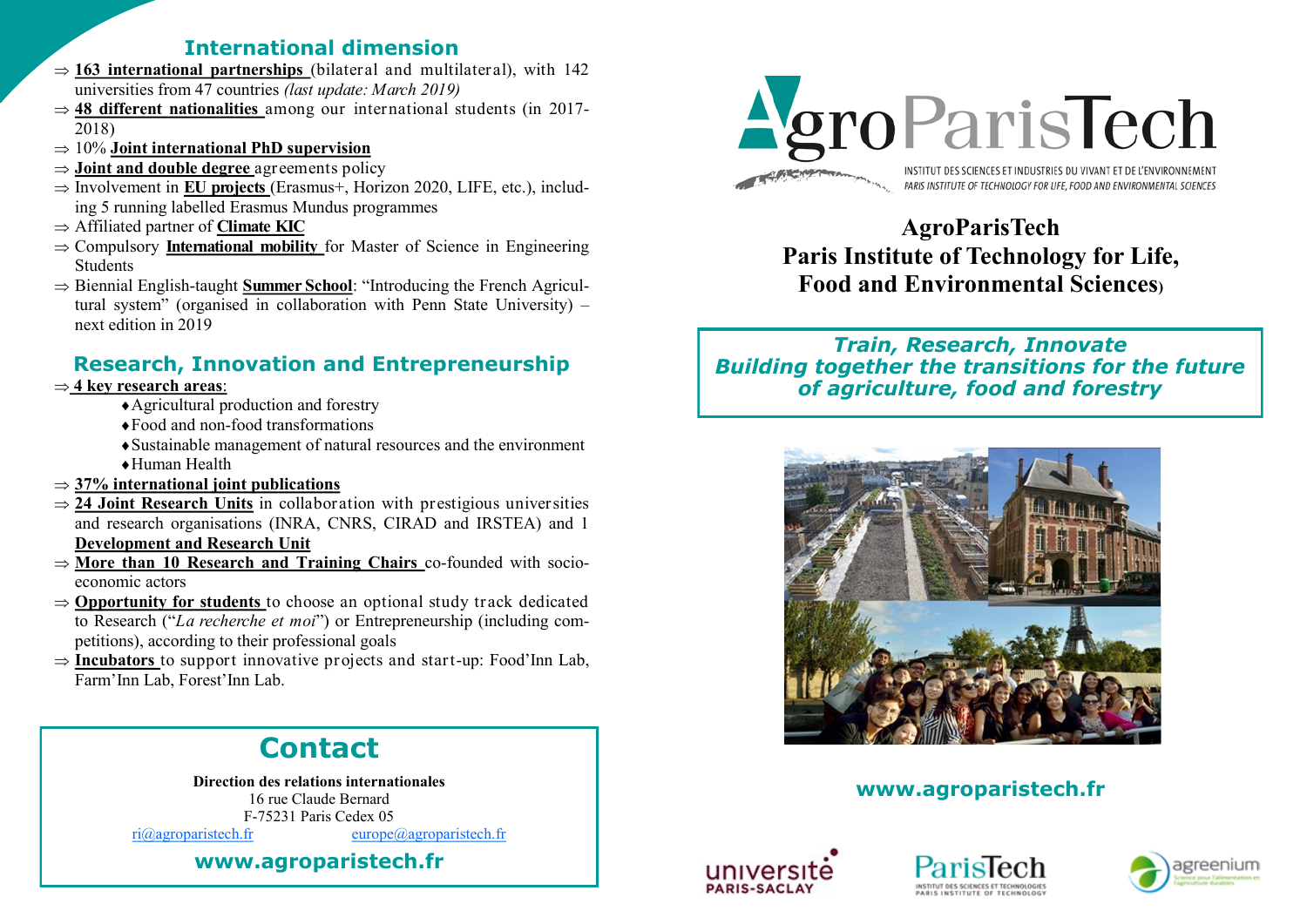## International dimension

- ⇒ **163 international partnerships** (bilateral and multilateral), with 142 universities from 47 countries *(last update: March 2019)*
- ⇒ **48 different nationalities** among our international students (in 2017-2018)
- ⇒ 10% **Joint international PhD supervision**
- ⇒ **Joint and double degree** agreements policy
- ⇒ Involvement in **EU projects** (Erasmus+, Horizon 2020, LIFE, etc.), including 5 running labelled Erasmus Mundus programmes
- ⇒ Affiliated partner of **Climate KIC**
- ⇒ Compulsory **International mobility** for Master of Science in Engineering Students
- ⇒ Biennial English-taught **Summer School**: "Introducing the French Agricultural system" (organised in collaboration with Penn State University) – next edition in 2019

## Research, Innovation and Entrepreneurship

- ⇒ **4 key research areas**:
  - ♦ Agricultural production and forestry
  - ♦ Food and non-food transformations
  - ♦ Sustainable management of natural resources and the environment
  - ♦ Human Health
- ⇒ **37% international joint publications**
- ⇒ **24 Joint Research Units** in collaboration with prestigious universities and research organisations (INRA, CNRS, CIRAD and IRSTEA) and 1 **Development and Research Unit**
- ⇒ **More than 10 Research and Training Chairs** co-founded with socio-economic actors
- ⇒ **Opportunity for students** to choose an optional study track dedicated to Research ("*La recherche et moi*") or Entrepreneurship (including competitions), according to their professional goals
- ⇒ **Incubators** to support innovative projects and start-up: Food'Inn Lab, Farm'Inn Lab, Forest'Inn Lab.

## Contact

**Direction des relations internationales**
16 rue Claude Bernard
F-75231 Paris Cedex 05
ri@agroparistech.fr europe@agroparistech.fr

**www.agroparistech.fr**

# AgroParisTech

INSTITUT DES SCIENCES ET INDUSTRIES DU VIVANT ET DE L'ENVIRONNEMENT
*PARIS INSTITUTE OF TECHNOLOGY FOR LIFE, FOOD AND ENVIRONMENTAL SCIENCES*

**AgroParisTech**
**Paris Institute of Technology for Life, Food and Environmental Sciences)**

***Train, Research, Innovate***
***Building together the transitions for the future of agriculture, food and forestry***

**www.agroparistech.fr**

université PARIS-SACLAY

ParisTech — INSTITUT DES SCIENCES ET TECHNOLOGIES — PARIS INSTITUTE OF TECHNOLOGY

agreenium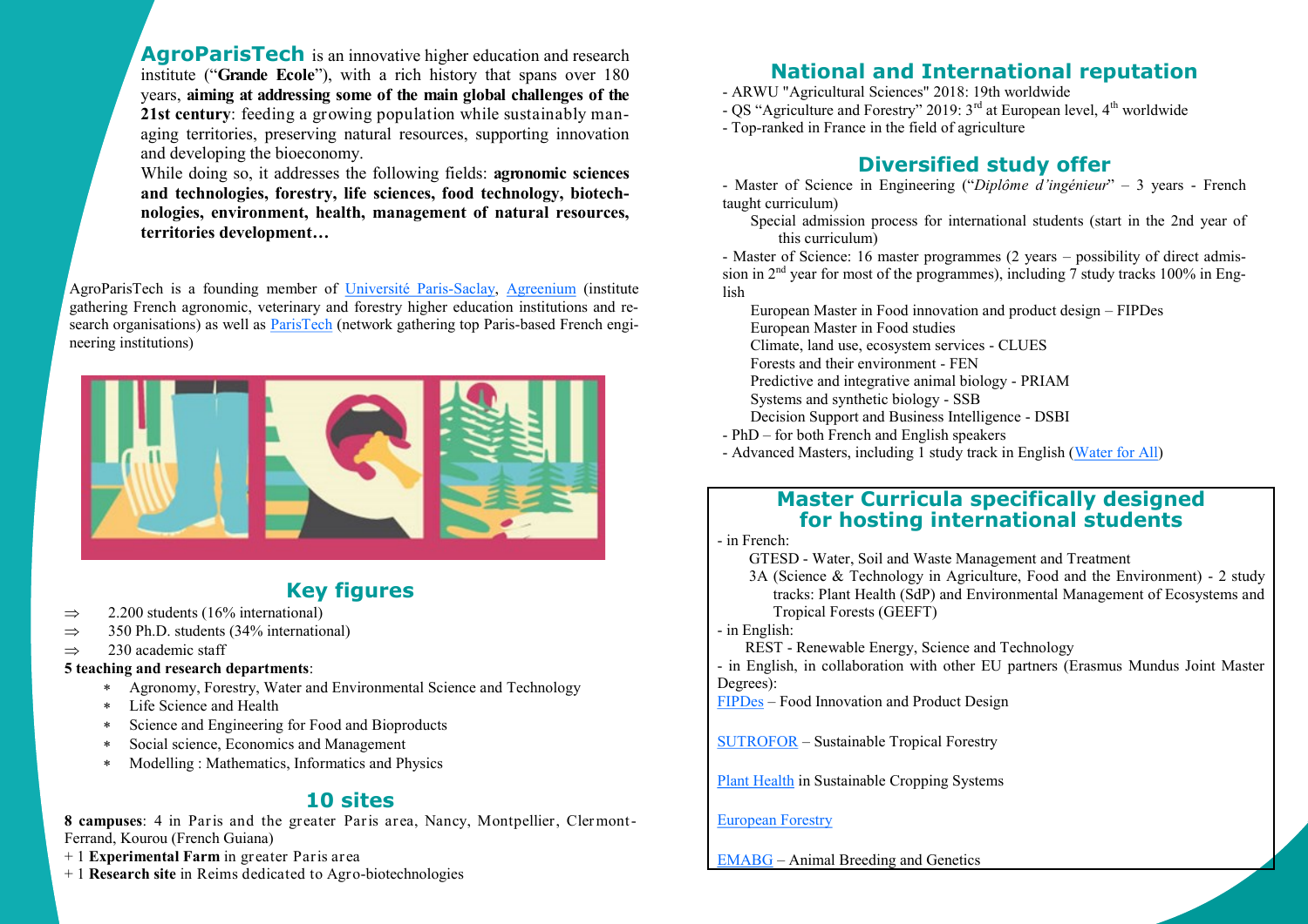**AgroParisTech** is an innovative higher education and research institute ("**Grande Ecole**"), with a rich history that spans over 180 years, **aiming at addressing some of the main global challenges of the 21st century**: feeding a growing population while sustainably managing territories, preserving natural resources, supporting innovation and developing the bioeconomy.

While doing so, it addresses the following fields: **agronomic sciences and technologies, forestry, life sciences, food technology, biotechnologies, environment, health, management of natural resources, territories development…**

AgroParisTech is a founding member of Université Paris-Saclay, Agreenium (institute gathering French agronomic, veterinary and forestry higher education institutions and research organisations) as well as ParisTech (network gathering top Paris-based French engineering institutions)

## Key figures

- ⇒ 2.200 students (16% international)
- ⇒ 350 Ph.D. students (34% international)
- ⇒ 230 academic staff

**5 teaching and research departments**:

- Agronomy, Forestry, Water and Environmental Science and Technology
- Life Science and Health
- Science and Engineering for Food and Bioproducts
- Social science, Economics and Management
- Modelling : Mathematics, Informatics and Physics

## 10 sites

**8 campuses**: 4 in Paris and the greater Paris area, Nancy, Montpellier, Clermont-Ferrand, Kourou (French Guiana)

+ 1 **Experimental Farm** in greater Paris area
+ 1 **Research site** in Reims dedicated to Agro-biotechnologies

## National and International reputation

- ARWU "Agricultural Sciences" 2018: 19th worldwide
- QS "Agriculture and Forestry" 2019: 3rd at European level, 4th worldwide
- Top-ranked in France in the field of agriculture

## Diversified study offer

- Master of Science in Engineering ("*Diplôme d'ingénieur*" – 3 years - French taught curriculum)
  - Special admission process for international students (start in the 2nd year of this curriculum)
- Master of Science: 16 master programmes (2 years – possibility of direct admission in 2nd year for most of the programmes), including 7 study tracks 100% in English
  - European Master in Food innovation and product design – FIPDes
  - European Master in Food studies
  - Climate, land use, ecosystem services - CLUES
  - Forests and their environment - FEN
  - Predictive and integrative animal biology - PRIAM
  - Systems and synthetic biology - SSB
  - Decision Support and Business Intelligence - DSBI
- PhD – for both French and English speakers
- Advanced Masters, including 1 study track in English (Water for All)

## Master Curricula specifically designed for hosting international students

- in French:
  - GTESD - Water, Soil and Waste Management and Treatment
  - 3A (Science & Technology in Agriculture, Food and the Environment) - 2 study tracks: Plant Health (SdP) and Environmental Management of Ecosystems and Tropical Forests (GEEFT)
- in English:
  - REST - Renewable Energy, Science and Technology
- in English, in collaboration with other EU partners (Erasmus Mundus Joint Master Degrees):

FIPDes – Food Innovation and Product Design

SUTROFOR – Sustainable Tropical Forestry

Plant Health in Sustainable Cropping Systems

European Forestry

EMABG – Animal Breeding and Genetics